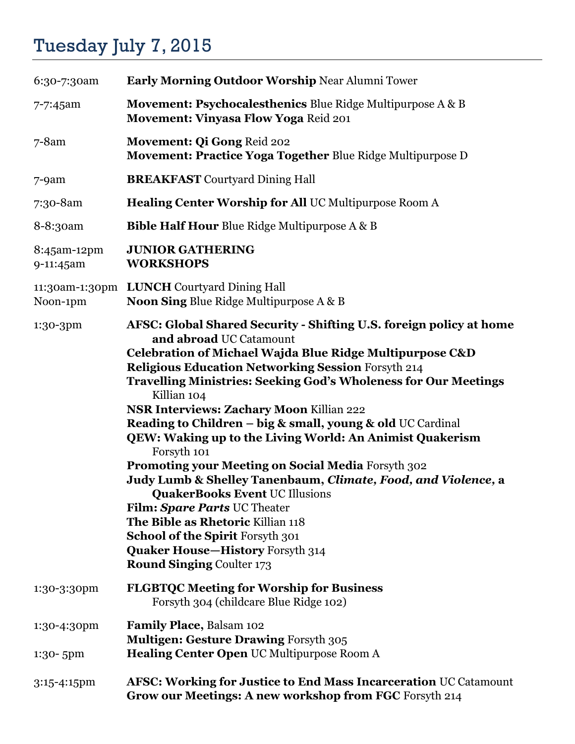# Tuesday July 7, 2015

| | |
|---|---|
| 6:30-7:30am | **Early Morning Outdoor Worship** Near Alumni Tower |
| 7-7:45am | **Movement: Psychocalesthenics** Blue Ridge Multipurpose A & B<br>**Movement: Vinyasa Flow Yoga** Reid 201 |
| 7-8am | **Movement: Qi Gong** Reid 202<br>**Movement: Practice Yoga Together** Blue Ridge Multipurpose D |
| 7-9am | **BREAKFAST** Courtyard Dining Hall |
| 7:30-8am | **Healing Center Worship for All** UC Multipurpose Room A |
| 8-8:30am | **Bible Half Hour** Blue Ridge Multipurpose A & B |
| 8:45am-12pm | **JUNIOR GATHERING** |
| 9-11:45am | **WORKSHOPS** |
| 11:30am-1:30pm | **LUNCH** Courtyard Dining Hall |
| Noon-1pm | **Noon Sing** Blue Ridge Multipurpose A & B |
| 1:30-3pm | **AFSC: Global Shared Security - Shifting U.S. foreign policy at home and abroad** UC Catamount<br>**Celebration of Michael Wajda Blue Ridge Multipurpose C&D**<br>**Religious Education Networking Session** Forsyth 214<br>**Travelling Ministries: Seeking God's Wholeness for Our Meetings** Killian 104<br>**NSR Interviews: Zachary Moon** Killian 222<br>**Reading to Children – big & small, young & old** UC Cardinal<br>**QEW: Waking up to the Living World: An Animist Quakerism** Forsyth 101<br>**Promoting your Meeting on Social Media** Forsyth 302<br>**Judy Lumb & Shelley Tanenbaum, *Climate, Food, and Violence*, a QuakerBooks Event** UC Illusions<br>**Film: *Spare Parts*** UC Theater<br>**The Bible as Rhetoric** Killian 118<br>**School of the Spirit** Forsyth 301<br>**Quaker House—History** Forsyth 314<br>**Round Singing** Coulter 173 |
| 1:30-3:30pm | **FLGBTQC Meeting for Worship for Business** Forsyth 304 (childcare Blue Ridge 102) |
| 1:30-4:30pm | **Family Place,** Balsam 102<br>**Multigen: Gesture Drawing** Forsyth 305 |
| 1:30- 5pm | **Healing Center Open** UC Multipurpose Room A |
| 3:15-4:15pm | **AFSC: Working for Justice to End Mass Incarceration** UC Catamount<br>**Grow our Meetings: A new workshop from FGC** Forsyth 214 |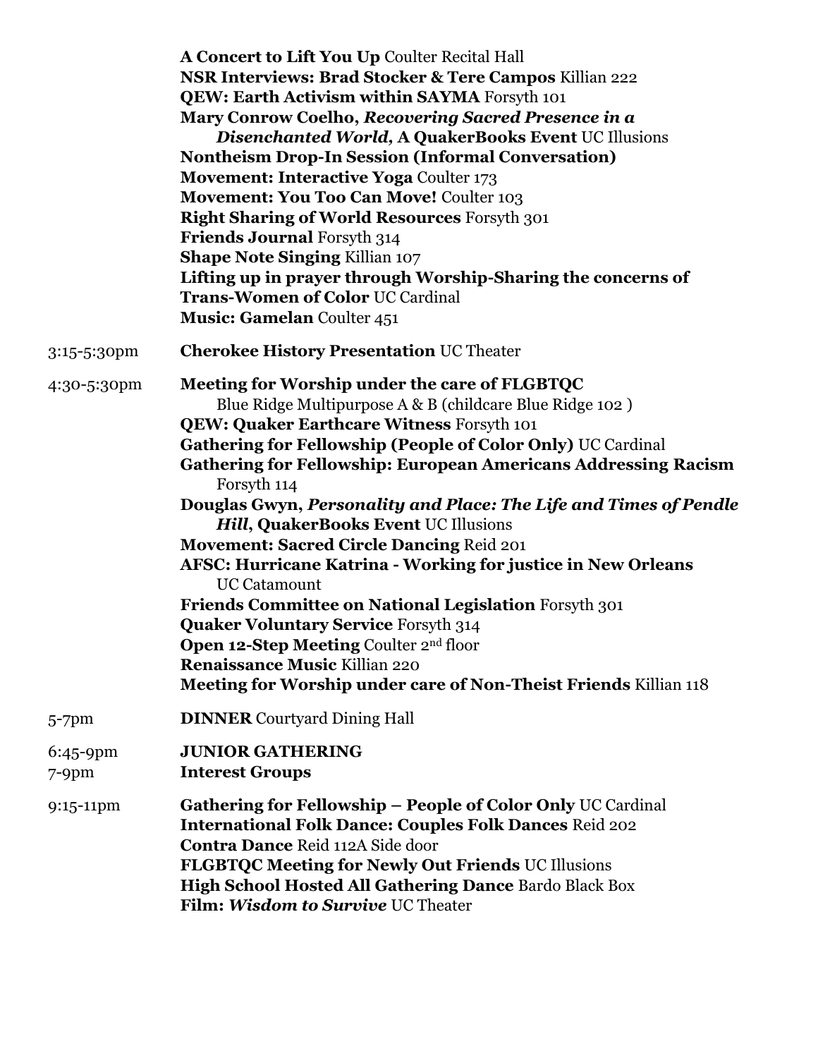**A Concert to Lift You Up** Coulter Recital Hall
**NSR Interviews: Brad Stocker & Tere Campos** Killian 222
**QEW: Earth Activism within SAYMA** Forsyth 101
**Mary Conrow Coelho, *Recovering Sacred Presence in a Disenchanted World,* A QuakerBooks Event** UC Illusions
**Nontheism Drop-In Session (Informal Conversation)**
**Movement: Interactive Yoga** Coulter 173
**Movement: You Too Can Move!** Coulter 103
**Right Sharing of World Resources** Forsyth 301
**Friends Journal** Forsyth 314
**Shape Note Singing** Killian 107
**Lifting up in prayer through Worship-Sharing the concerns of Trans-Women of Color** UC Cardinal
**Music: Gamelan** Coulter 451

3:15-5:30pm **Cherokee History Presentation** UC Theater

4:30-5:30pm **Meeting for Worship under the care of FLGBTQC** Blue Ridge Multipurpose A & B (childcare Blue Ridge 102 )
**QEW: Quaker Earthcare Witness** Forsyth 101
**Gathering for Fellowship (People of Color Only)** UC Cardinal
**Gathering for Fellowship: European Americans Addressing Racism** Forsyth 114
**Douglas Gwyn, *Personality and Place: The Life and Times of Pendle Hill*, QuakerBooks Event** UC Illusions
**Movement: Sacred Circle Dancing** Reid 201
**AFSC: Hurricane Katrina - Working for justice in New Orleans** UC Catamount
**Friends Committee on National Legislation** Forsyth 301
**Quaker Voluntary Service** Forsyth 314
**Open 12-Step Meeting** Coulter 2nd floor
**Renaissance Music** Killian 220
**Meeting for Worship under care of Non-Theist Friends** Killian 118

5-7pm **DINNER** Courtyard Dining Hall

6:45-9pm **JUNIOR GATHERING**
7-9pm **Interest Groups**

9:15-11pm **Gathering for Fellowship – People of Color Only** UC Cardinal
**International Folk Dance: Couples Folk Dances** Reid 202
**Contra Dance** Reid 112A Side door
**FLGBTQC Meeting for Newly Out Friends** UC Illusions
**High School Hosted All Gathering Dance** Bardo Black Box
**Film: *Wisdom to Survive*** UC Theater